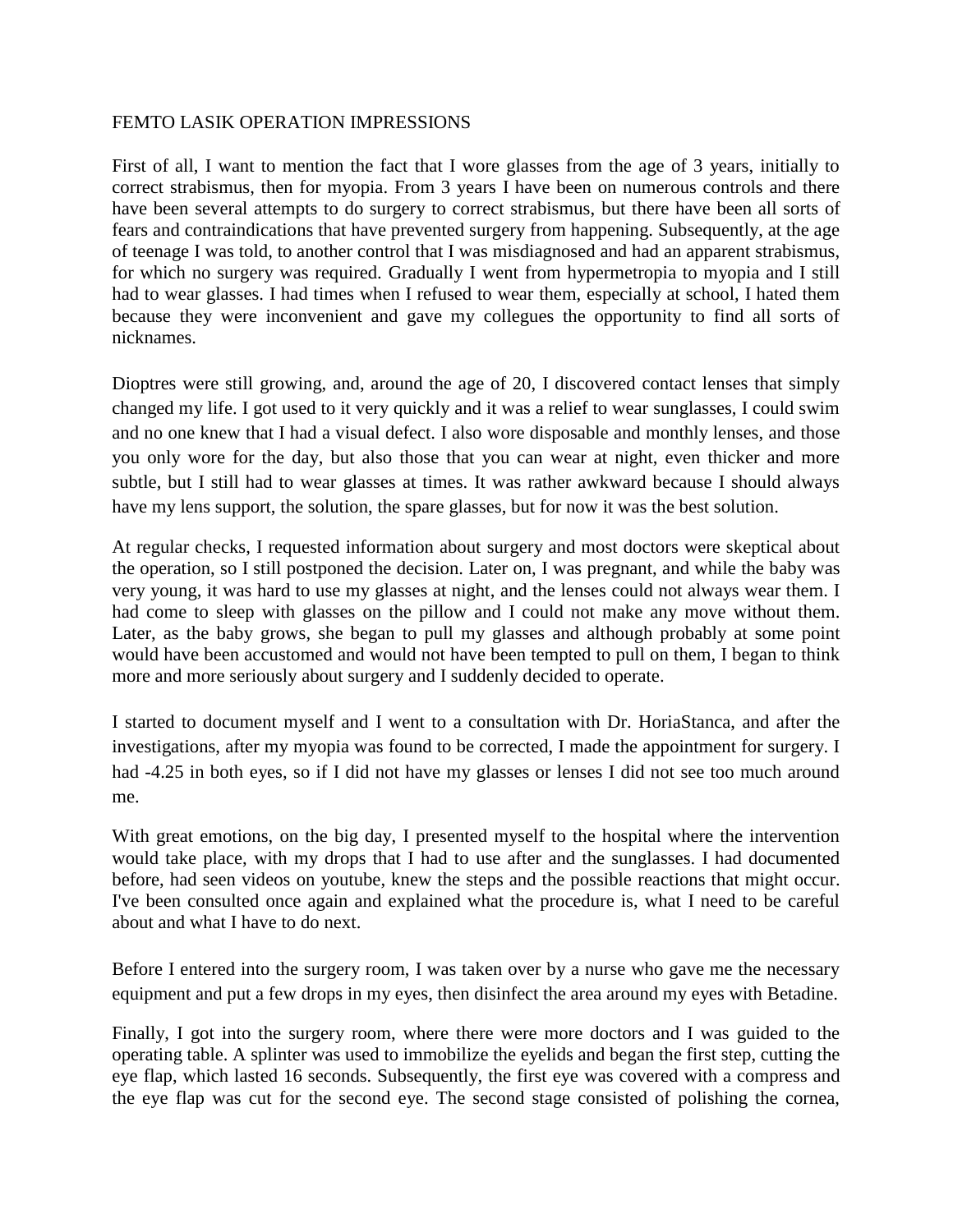FEMTO LASIK OPERATION IMPRESSIONS

First of all, I want to mention the fact that I wore glasses from the age of 3 years, initially to correct strabismus, then for myopia. From 3 years I have been on numerous controls and there have been several attempts to do surgery to correct strabismus, but there have been all sorts of fears and contraindications that have prevented surgery from happening. Subsequently, at the age of teenage I was told, to another control that I was misdiagnosed and had an apparent strabismus, for which no surgery was required. Gradually I went from hypermetropia to myopia and I still had to wear glasses. I had times when I refused to wear them, especially at school, I hated them because they were inconvenient and gave my collegues the opportunity to find all sorts of nicknames.

Dioptres were still growing, and, around the age of 20, I discovered contact lenses that simply changed my life. I got used to it very quickly and it was a relief to wear sunglasses, I could swim and no one knew that I had a visual defect. I also wore disposable and monthly lenses, and those you only wore for the day, but also those that you can wear at night, even thicker and more subtle, but I still had to wear glasses at times. It was rather awkward because I should always have my lens support, the solution, the spare glasses, but for now it was the best solution.

At regular checks, I requested information about surgery and most doctors were skeptical about the operation, so I still postponed the decision. Later on, I was pregnant, and while the baby was very young, it was hard to use my glasses at night, and the lenses could not always wear them. I had come to sleep with glasses on the pillow and I could not make any move without them. Later, as the baby grows, she began to pull my glasses and although probably at some point would have been accustomed and would not have been tempted to pull on them, I began to think more and more seriously about surgery and I suddenly decided to operate.

I started to document myself and I went to a consultation with Dr. HoriaStanca, and after the investigations, after my myopia was found to be corrected, I made the appointment for surgery. I had -4.25 in both eyes, so if I did not have my glasses or lenses I did not see too much around me.

With great emotions, on the big day, I presented myself to the hospital where the intervention would take place, with my drops that I had to use after and the sunglasses. I had documented before, had seen videos on youtube, knew the steps and the possible reactions that might occur. I've been consulted once again and explained what the procedure is, what I need to be careful about and what I have to do next.

Before I entered into the surgery room, I was taken over by a nurse who gave me the necessary equipment and put a few drops in my eyes, then disinfect the area around my eyes with Betadine.

Finally, I got into the surgery room, where there were more doctors and I was guided to the operating table. A splinter was used to immobilize the eyelids and began the first step, cutting the eye flap, which lasted 16 seconds. Subsequently, the first eye was covered with a compress and the eye flap was cut for the second eye. The second stage consisted of polishing the cornea,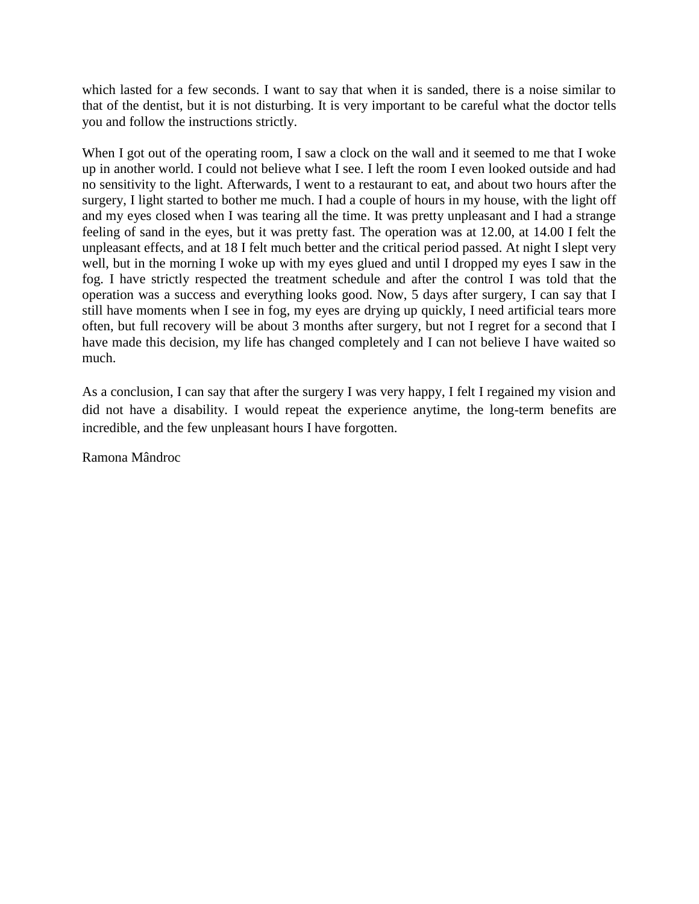which lasted for a few seconds. I want to say that when it is sanded, there is a noise similar to that of the dentist, but it is not disturbing. It is very important to be careful what the doctor tells you and follow the instructions strictly.

When I got out of the operating room, I saw a clock on the wall and it seemed to me that I woke up in another world. I could not believe what I see. I left the room I even looked outside and had no sensitivity to the light. Afterwards, I went to a restaurant to eat, and about two hours after the surgery, I light started to bother me much. I had a couple of hours in my house, with the light off and my eyes closed when I was tearing all the time. It was pretty unpleasant and I had a strange feeling of sand in the eyes, but it was pretty fast. The operation was at 12.00, at 14.00 I felt the unpleasant effects, and at 18 I felt much better and the critical period passed. At night I slept very well, but in the morning I woke up with my eyes glued and until I dropped my eyes I saw in the fog. I have strictly respected the treatment schedule and after the control I was told that the operation was a success and everything looks good. Now, 5 days after surgery, I can say that I still have moments when I see in fog, my eyes are drying up quickly, I need artificial tears more often, but full recovery will be about 3 months after surgery, but not I regret for a second that I have made this decision, my life has changed completely and I can not believe I have waited so much.

As a conclusion, I can say that after the surgery I was very happy, I felt I regained my vision and did not have a disability. I would repeat the experience anytime, the long-term benefits are incredible, and the few unpleasant hours I have forgotten.

Ramona Mândroc